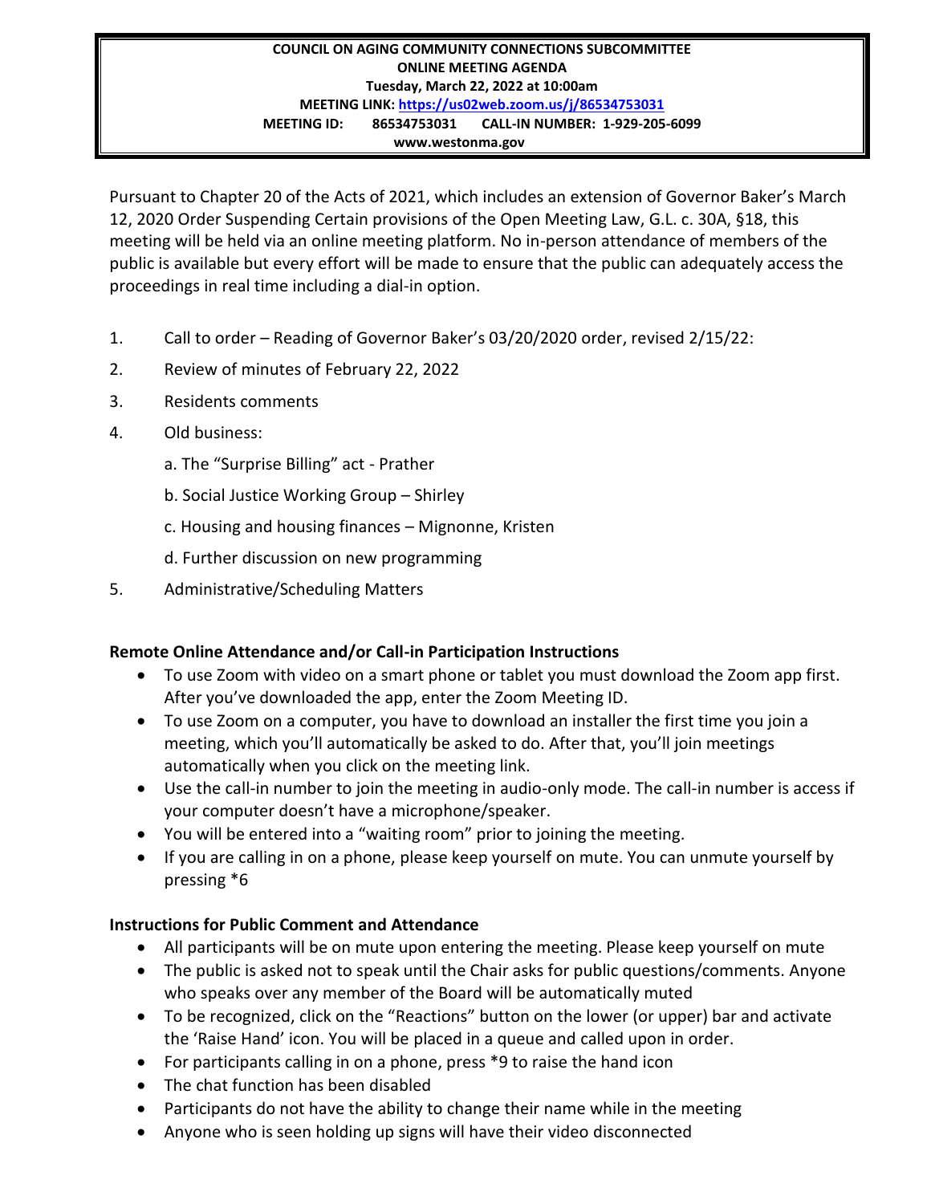**COUNCIL ON AGING COMMUNITY CONNECTIONS SUBCOMMITTEE**
**ONLINE MEETING AGENDA**
**Tuesday, March 22, 2022 at 10:00am**
**MEETING LINK: https://us02web.zoom.us/j/86534753031**
**MEETING ID: 86534753031 CALL-IN NUMBER: 1-929-205-6099**
**www.westonma.gov**

Pursuant to Chapter 20 of the Acts of 2021, which includes an extension of Governor Baker's March 12, 2020 Order Suspending Certain provisions of the Open Meeting Law, G.L. c. 30A, §18, this meeting will be held via an online meeting platform. No in-person attendance of members of the public is available but every effort will be made to ensure that the public can adequately access the proceedings in real time including a dial-in option.

1. Call to order – Reading of Governor Baker's 03/20/2020 order, revised 2/15/22:
2. Review of minutes of February 22, 2022
3. Residents comments
4. Old business:
   a. The "Surprise Billing" act - Prather
   b. Social Justice Working Group – Shirley
   c. Housing and housing finances – Mignonne, Kristen
   d. Further discussion on new programming
5. Administrative/Scheduling Matters

**Remote Online Attendance and/or Call-in Participation Instructions**

- To use Zoom with video on a smart phone or tablet you must download the Zoom app first. After you've downloaded the app, enter the Zoom Meeting ID.
- To use Zoom on a computer, you have to download an installer the first time you join a meeting, which you'll automatically be asked to do. After that, you'll join meetings automatically when you click on the meeting link.
- Use the call-in number to join the meeting in audio-only mode. The call-in number is access if your computer doesn't have a microphone/speaker.
- You will be entered into a "waiting room" prior to joining the meeting.
- If you are calling in on a phone, please keep yourself on mute. You can unmute yourself by pressing *6

**Instructions for Public Comment and Attendance**

- All participants will be on mute upon entering the meeting. Please keep yourself on mute
- The public is asked not to speak until the Chair asks for public questions/comments. Anyone who speaks over any member of the Board will be automatically muted
- To be recognized, click on the "Reactions" button on the lower (or upper) bar and activate the 'Raise Hand' icon. You will be placed in a queue and called upon in order.
- For participants calling in on a phone, press *9 to raise the hand icon
- The chat function has been disabled
- Participants do not have the ability to change their name while in the meeting
- Anyone who is seen holding up signs will have their video disconnected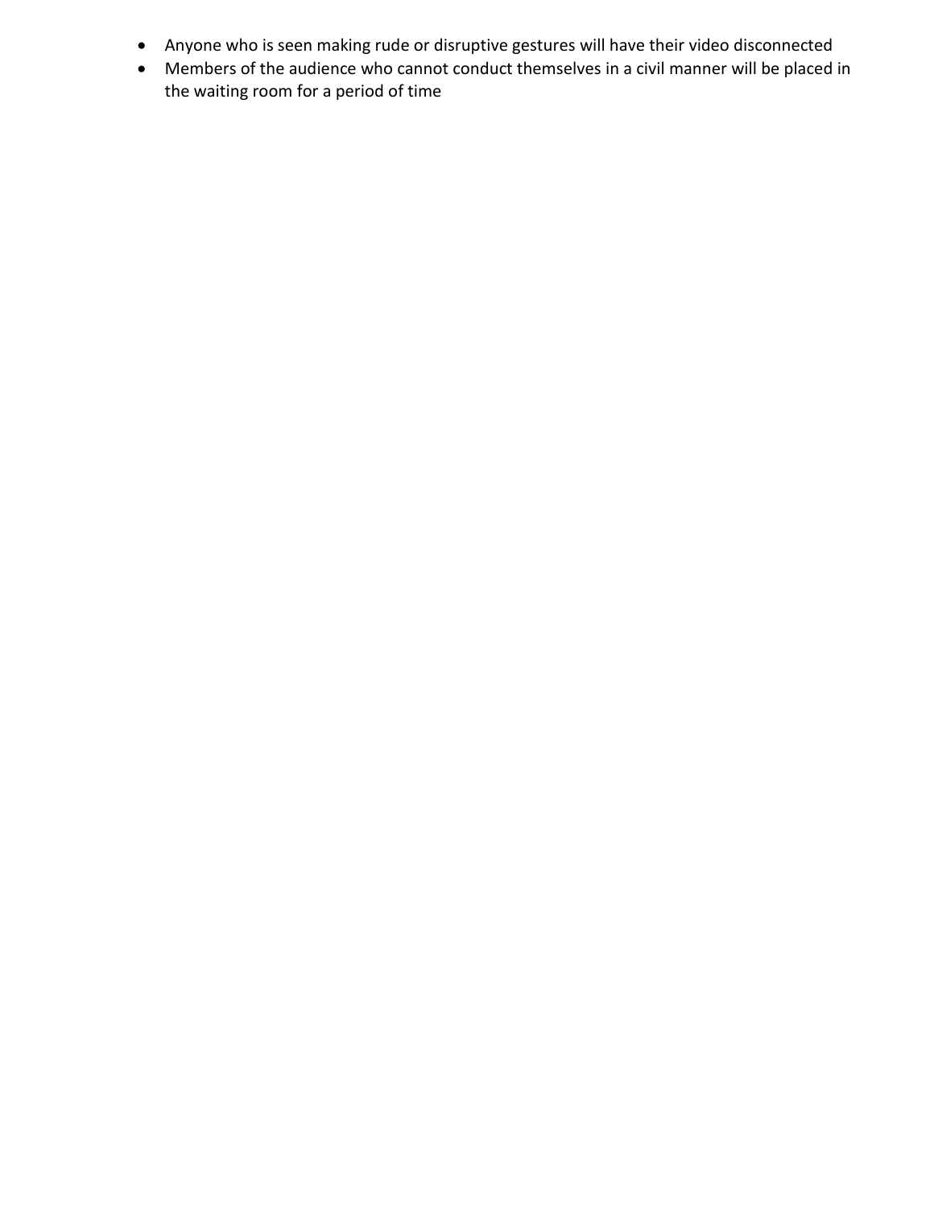- Anyone who is seen making rude or disruptive gestures will have their video disconnected
- Members of the audience who cannot conduct themselves in a civil manner will be placed in the waiting room for a period of time